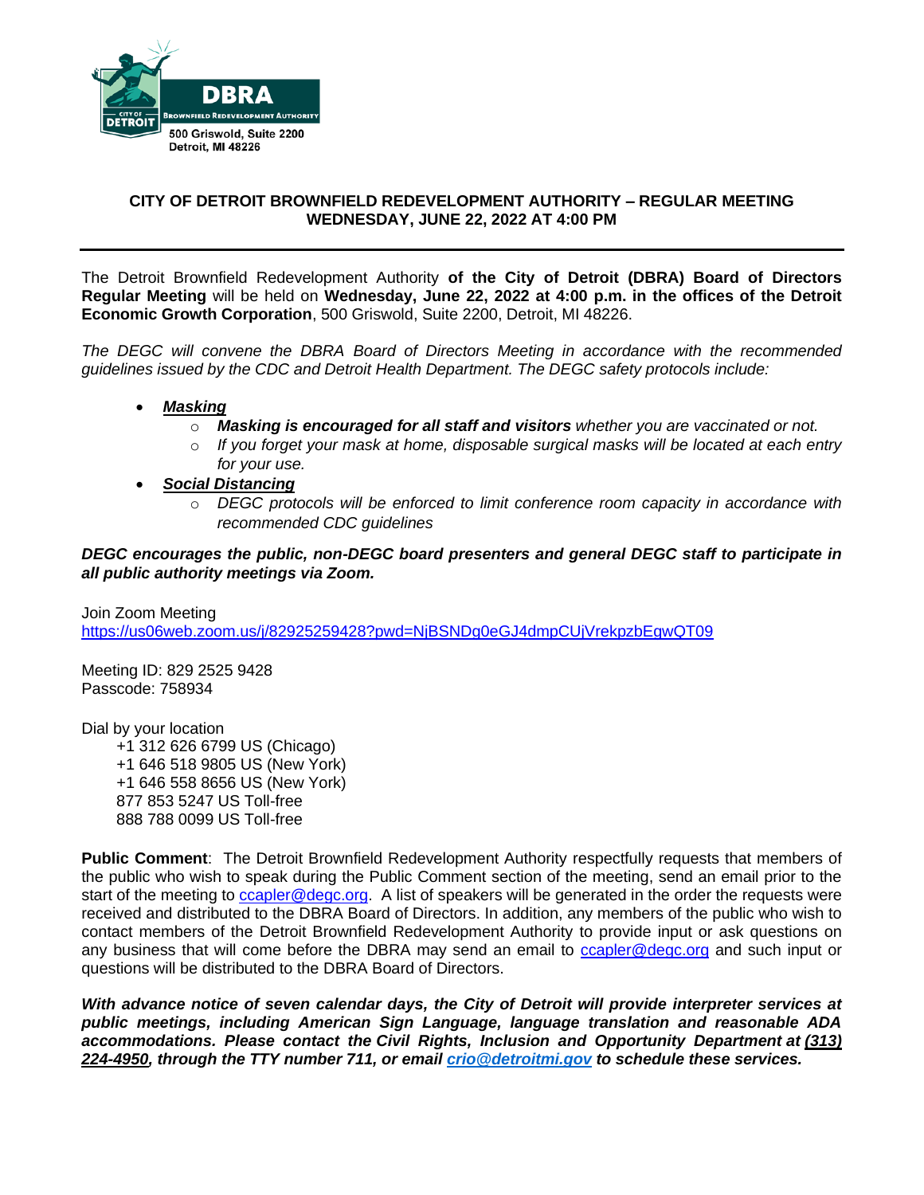DBRA

BROWNFIELD REDEVELOPMENT AUTHORITY

CITY OF DETROIT

500 Griswold, Suite 2200
Detroit, MI 48226

# CITY OF DETROIT BROWNFIELD REDEVELOPMENT AUTHORITY – REGULAR MEETING WEDNESDAY, JUNE 22, 2022 AT 4:00 PM

The Detroit Brownfield Redevelopment Authority **of the City of Detroit (DBRA) Board of Directors Regular Meeting** will be held on **Wednesday, June 22, 2022 at 4:00 p.m. in the offices of the Detroit Economic Growth Corporation**, 500 Griswold, Suite 2200, Detroit, MI 48226.

*The DEGC will convene the DBRA Board of Directors Meeting in accordance with the recommended guidelines issued by the CDC and Detroit Health Department. The DEGC safety protocols include:*

- ***Masking***
  - ***Masking is encouraged for all staff and visitors*** *whether you are vaccinated or not.*
  - *If you forget your mask at home, disposable surgical masks will be located at each entry for your use.*
- ***Social Distancing***
  - *DEGC protocols will be enforced to limit conference room capacity in accordance with recommended CDC guidelines*

***DEGC encourages the public, non-DEGC board presenters and general DEGC staff to participate in all public authority meetings via Zoom.***

Join Zoom Meeting
https://us06web.zoom.us/j/82925259428?pwd=NjBSNDg0eGJ4dmpCUjVrekpzbEgwQT09

Meeting ID: 829 2525 9428
Passcode: 758934

Dial by your location
+1 312 626 6799 US (Chicago)
+1 646 518 9805 US (New York)
+1 646 558 8656 US (New York)
877 853 5247 US Toll-free
888 788 0099 US Toll-free

**Public Comment**: The Detroit Brownfield Redevelopment Authority respectfully requests that members of the public who wish to speak during the Public Comment section of the meeting, send an email prior to the start of the meeting to ccapler@degc.org. A list of speakers will be generated in the order the requests were received and distributed to the DBRA Board of Directors. In addition, any members of the public who wish to contact members of the Detroit Brownfield Redevelopment Authority to provide input or ask questions on any business that will come before the DBRA may send an email to ccapler@degc.org and such input or questions will be distributed to the DBRA Board of Directors.

***With advance notice of seven calendar days, the City of Detroit will provide interpreter services at public meetings, including American Sign Language, language translation and reasonable ADA accommodations. Please contact the Civil Rights, Inclusion and Opportunity Department at (313) 224-4950, through the TTY number 711, or email crio@detroitmi.gov to schedule these services.***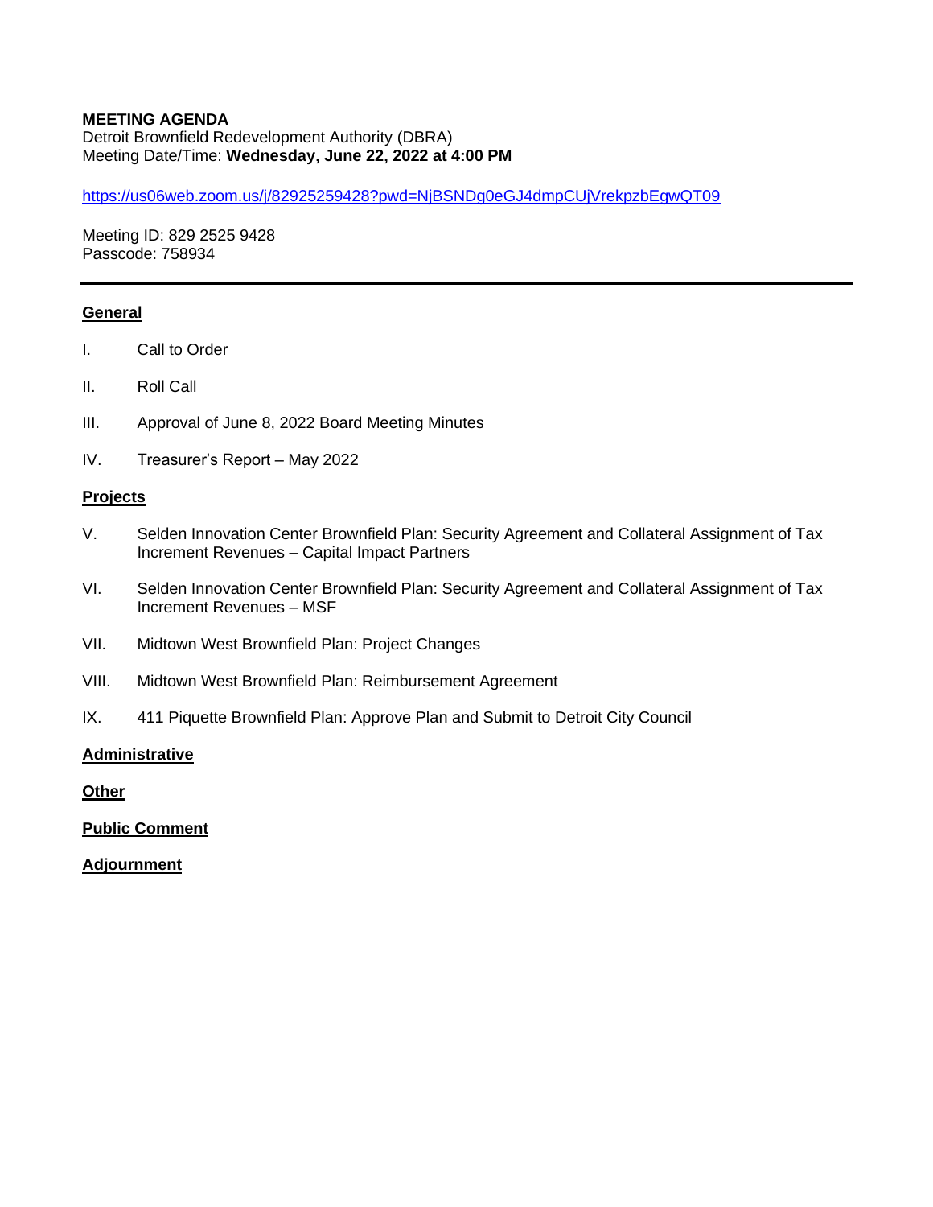**MEETING AGENDA**
Detroit Brownfield Redevelopment Authority (DBRA)
Meeting Date/Time: **Wednesday, June 22, 2022 at 4:00 PM**

https://us06web.zoom.us/j/82925259428?pwd=NjBSNDg0eGJ4dmpCUjVrekpzbEgwQT09

Meeting ID: 829 2525 9428
Passcode: 758934

---

**General**

I. Call to Order

II. Roll Call

III. Approval of June 8, 2022 Board Meeting Minutes

IV. Treasurer's Report – May 2022

**Projects**

V. Selden Innovation Center Brownfield Plan: Security Agreement and Collateral Assignment of Tax Increment Revenues – Capital Impact Partners

VI. Selden Innovation Center Brownfield Plan: Security Agreement and Collateral Assignment of Tax Increment Revenues – MSF

VII. Midtown West Brownfield Plan: Project Changes

VIII. Midtown West Brownfield Plan: Reimbursement Agreement

IX. 411 Piquette Brownfield Plan: Approve Plan and Submit to Detroit City Council

**Administrative**

**Other**

**Public Comment**

**Adjournment**